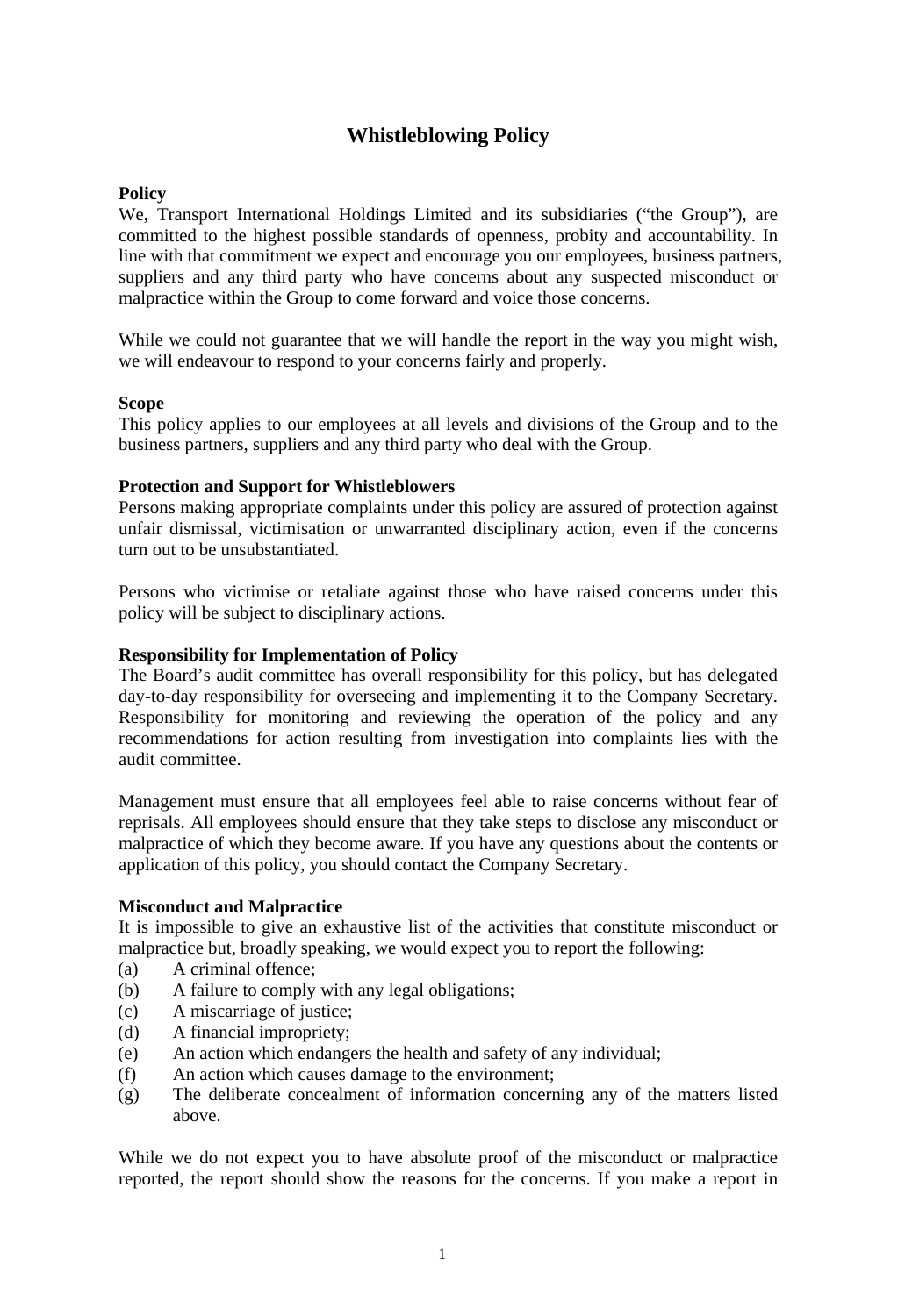# Whistleblowing Policy

**Policy**

We, Transport International Holdings Limited and its subsidiaries ("the Group"), are committed to the highest possible standards of openness, probity and accountability. In line with that commitment we expect and encourage you our employees, business partners, suppliers and any third party who have concerns about any suspected misconduct or malpractice within the Group to come forward and voice those concerns.

While we could not guarantee that we will handle the report in the way you might wish, we will endeavour to respond to your concerns fairly and properly.

**Scope**

This policy applies to our employees at all levels and divisions of the Group and to the business partners, suppliers and any third party who deal with the Group.

**Protection and Support for Whistleblowers**

Persons making appropriate complaints under this policy are assured of protection against unfair dismissal, victimisation or unwarranted disciplinary action, even if the concerns turn out to be unsubstantiated.

Persons who victimise or retaliate against those who have raised concerns under this policy will be subject to disciplinary actions.

**Responsibility for Implementation of Policy**

The Board's audit committee has overall responsibility for this policy, but has delegated day-to-day responsibility for overseeing and implementing it to the Company Secretary. Responsibility for monitoring and reviewing the operation of the policy and any recommendations for action resulting from investigation into complaints lies with the audit committee.

Management must ensure that all employees feel able to raise concerns without fear of reprisals. All employees should ensure that they take steps to disclose any misconduct or malpractice of which they become aware. If you have any questions about the contents or application of this policy, you should contact the Company Secretary.

**Misconduct and Malpractice**

It is impossible to give an exhaustive list of the activities that constitute misconduct or malpractice but, broadly speaking, we would expect you to report the following:

(a) A criminal offence;
(b) A failure to comply with any legal obligations;
(c) A miscarriage of justice;
(d) A financial impropriety;
(e) An action which endangers the health and safety of any individual;
(f) An action which causes damage to the environment;
(g) The deliberate concealment of information concerning any of the matters listed above.

While we do not expect you to have absolute proof of the misconduct or malpractice reported, the report should show the reasons for the concerns. If you make a report in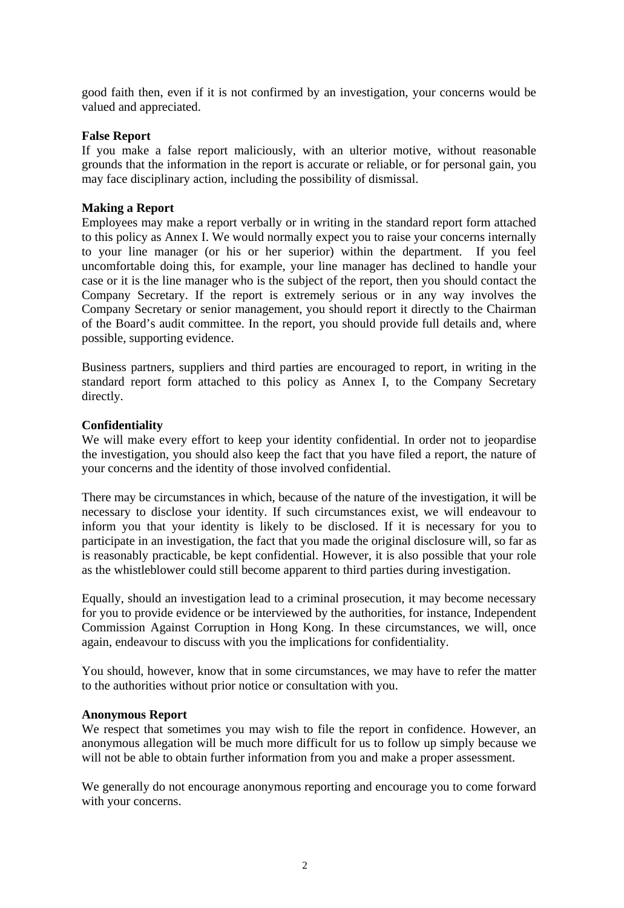good faith then, even if it is not confirmed by an investigation, your concerns would be valued and appreciated.

**False Report**

If you make a false report maliciously, with an ulterior motive, without reasonable grounds that the information in the report is accurate or reliable, or for personal gain, you may face disciplinary action, including the possibility of dismissal.

**Making a Report**

Employees may make a report verbally or in writing in the standard report form attached to this policy as Annex I. We would normally expect you to raise your concerns internally to your line manager (or his or her superior) within the department. If you feel uncomfortable doing this, for example, your line manager has declined to handle your case or it is the line manager who is the subject of the report, then you should contact the Company Secretary. If the report is extremely serious or in any way involves the Company Secretary or senior management, you should report it directly to the Chairman of the Board's audit committee. In the report, you should provide full details and, where possible, supporting evidence.

Business partners, suppliers and third parties are encouraged to report, in writing in the standard report form attached to this policy as Annex I, to the Company Secretary directly.

**Confidentiality**

We will make every effort to keep your identity confidential. In order not to jeopardise the investigation, you should also keep the fact that you have filed a report, the nature of your concerns and the identity of those involved confidential.

There may be circumstances in which, because of the nature of the investigation, it will be necessary to disclose your identity. If such circumstances exist, we will endeavour to inform you that your identity is likely to be disclosed. If it is necessary for you to participate in an investigation, the fact that you made the original disclosure will, so far as is reasonably practicable, be kept confidential. However, it is also possible that your role as the whistleblower could still become apparent to third parties during investigation.

Equally, should an investigation lead to a criminal prosecution, it may become necessary for you to provide evidence or be interviewed by the authorities, for instance, Independent Commission Against Corruption in Hong Kong. In these circumstances, we will, once again, endeavour to discuss with you the implications for confidentiality.

You should, however, know that in some circumstances, we may have to refer the matter to the authorities without prior notice or consultation with you.

**Anonymous Report**

We respect that sometimes you may wish to file the report in confidence. However, an anonymous allegation will be much more difficult for us to follow up simply because we will not be able to obtain further information from you and make a proper assessment.

We generally do not encourage anonymous reporting and encourage you to come forward with your concerns.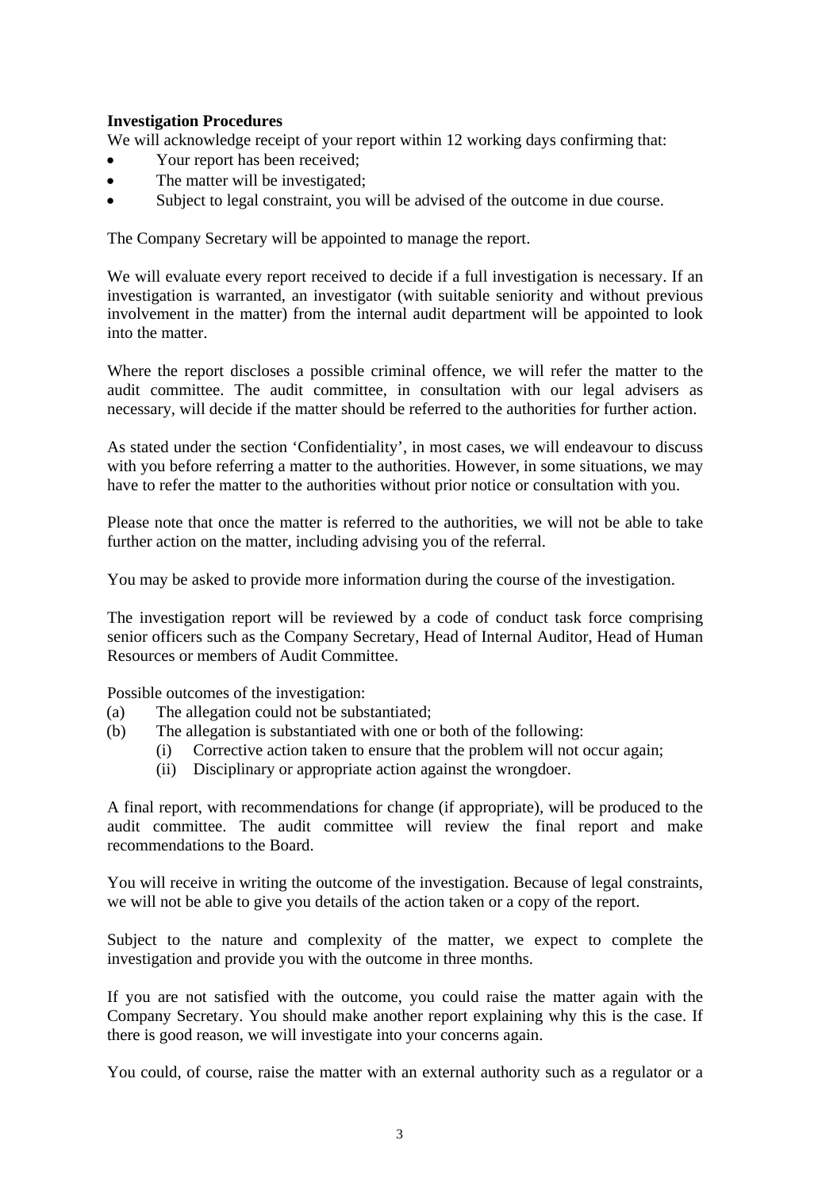**Investigation Procedures**

We will acknowledge receipt of your report within 12 working days confirming that:

- Your report has been received;
- The matter will be investigated;
- Subject to legal constraint, you will be advised of the outcome in due course.

The Company Secretary will be appointed to manage the report.

We will evaluate every report received to decide if a full investigation is necessary. If an investigation is warranted, an investigator (with suitable seniority and without previous involvement in the matter) from the internal audit department will be appointed to look into the matter.

Where the report discloses a possible criminal offence, we will refer the matter to the audit committee. The audit committee, in consultation with our legal advisers as necessary, will decide if the matter should be referred to the authorities for further action.

As stated under the section 'Confidentiality', in most cases, we will endeavour to discuss with you before referring a matter to the authorities. However, in some situations, we may have to refer the matter to the authorities without prior notice or consultation with you.

Please note that once the matter is referred to the authorities, we will not be able to take further action on the matter, including advising you of the referral.

You may be asked to provide more information during the course of the investigation.

The investigation report will be reviewed by a code of conduct task force comprising senior officers such as the Company Secretary, Head of Internal Auditor, Head of Human Resources or members of Audit Committee.

Possible outcomes of the investigation:

(a) The allegation could not be substantiated;

(b) The allegation is substantiated with one or both of the following:

  (i) Corrective action taken to ensure that the problem will not occur again;

  (ii) Disciplinary or appropriate action against the wrongdoer.

A final report, with recommendations for change (if appropriate), will be produced to the audit committee. The audit committee will review the final report and make recommendations to the Board.

You will receive in writing the outcome of the investigation. Because of legal constraints, we will not be able to give you details of the action taken or a copy of the report.

Subject to the nature and complexity of the matter, we expect to complete the investigation and provide you with the outcome in three months.

If you are not satisfied with the outcome, you could raise the matter again with the Company Secretary. You should make another report explaining why this is the case. If there is good reason, we will investigate into your concerns again.

You could, of course, raise the matter with an external authority such as a regulator or a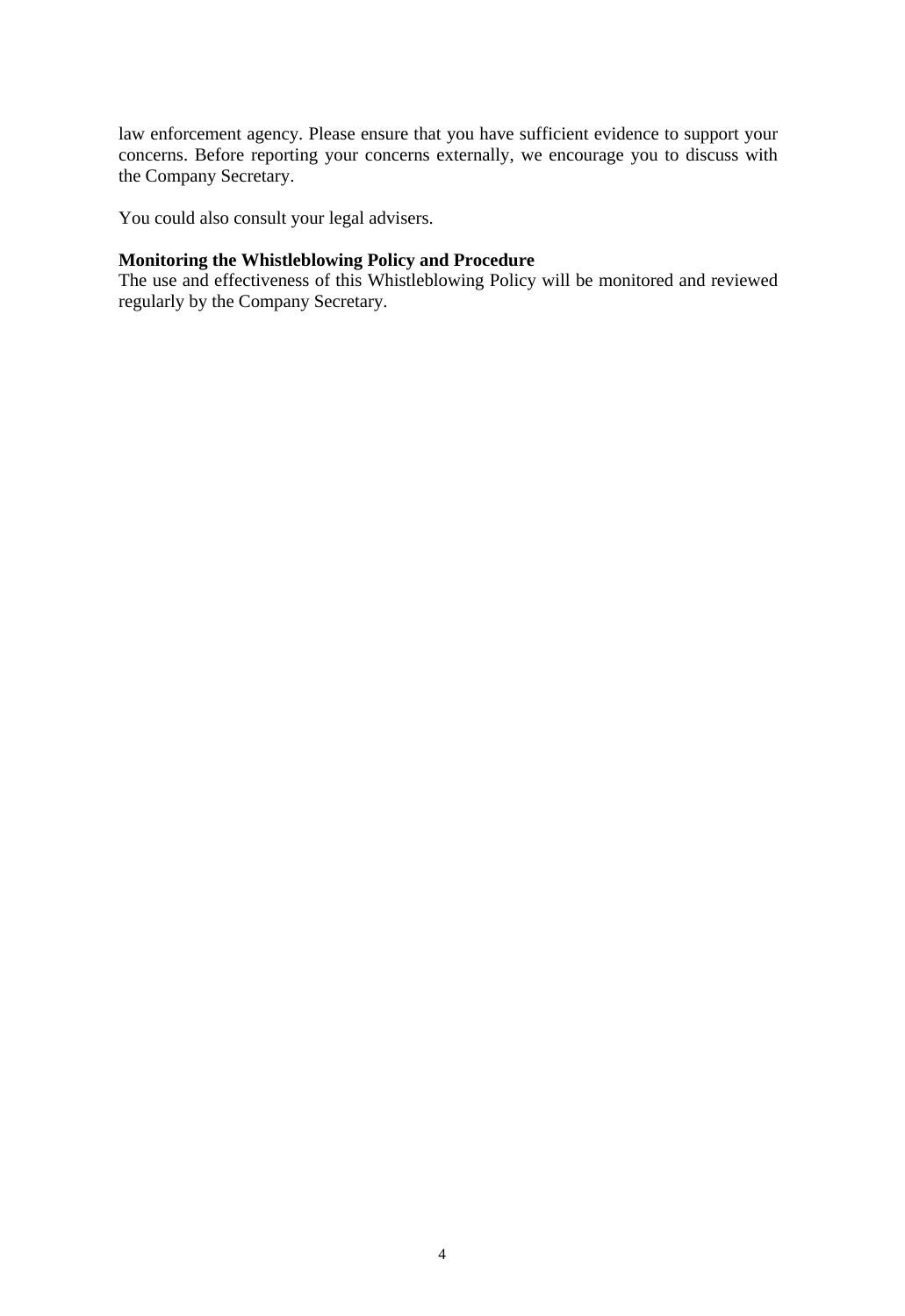law enforcement agency. Please ensure that you have sufficient evidence to support your concerns. Before reporting your concerns externally, we encourage you to discuss with the Company Secretary.

You could also consult your legal advisers.

**Monitoring the Whistleblowing Policy and Procedure**
The use and effectiveness of this Whistleblowing Policy will be monitored and reviewed regularly by the Company Secretary.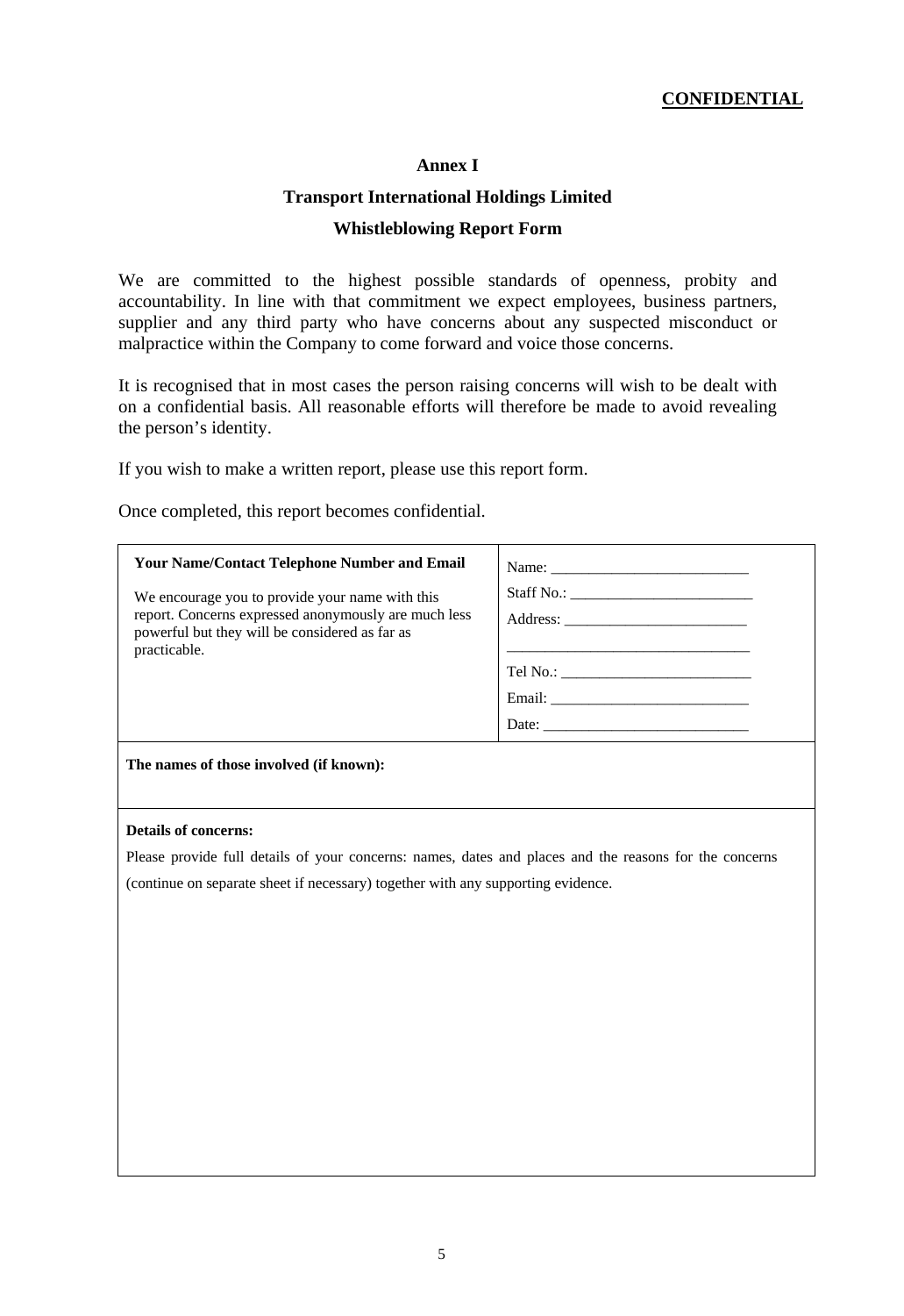**CONFIDENTIAL**

**Annex I**

**Transport International Holdings Limited**

**Whistleblowing Report Form**

We are committed to the highest possible standards of openness, probity and accountability. In line with that commitment we expect employees, business partners, supplier and any third party who have concerns about any suspected misconduct or malpractice within the Company to come forward and voice those concerns.

It is recognised that in most cases the person raising concerns will wish to be dealt with on a confidential basis. All reasonable efforts will therefore be made to avoid revealing the person's identity.

If you wish to make a written report, please use this report form.

Once completed, this report becomes confidential.

| | |
|---|---|
| **Your Name/Contact Telephone Number and Email**<br><br>We encourage you to provide your name with this report. Concerns expressed anonymously are much less powerful but they will be considered as far as practicable. | Name: __________________________<br>Staff No.: ________________________<br>Address: ________________________<br>________________________________<br>Tel No.: _________________________<br>Email: __________________________<br>Date: ___________________________ |
| **The names of those involved (if known):** | |
| **Details of concerns:**<br>Please provide full details of your concerns: names, dates and places and the reasons for the concerns (continue on separate sheet if necessary) together with any supporting evidence. | |